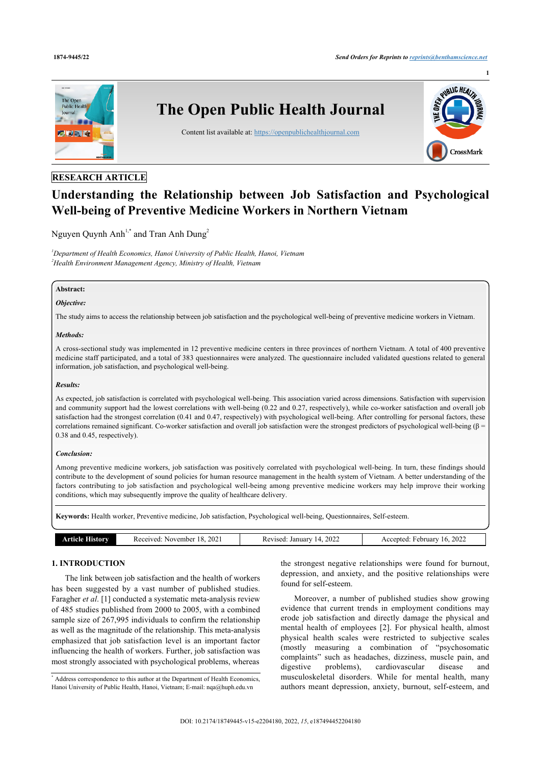RESEARCH ARTICLE

# Understanding the Relationship between Job Satisfaction and Psychological Well-being of Preventive Medicine Workers in Northern Vietnam

Nguyen Quynh Anh[1,*] and Tran Anh Dung[2]

[1]*Department of Health Economics, Hanoi University of Public Health, Hanoi, Vietnam*
[2]*Health Environment Management Agency, Ministry of Health, Vietnam*

**Abstract:**

***Objective:***

The study aims to access the relationship between job satisfaction and the psychological well-being of preventive medicine workers in Vietnam.

***Methods:***

A cross-sectional study was implemented in 12 preventive medicine centers in three provinces of northern Vietnam. A total of 400 preventive medicine staff participated, and a total of 383 questionnaires were analyzed. The questionnaire included validated questions related to general information, job satisfaction, and psychological well-being.

***Results:***

As expected, job satisfaction is correlated with psychological well-being. This association varied across dimensions. Satisfaction with supervision and community support had the lowest correlations with well-being (0.22 and 0.27, respectively), while co-worker satisfaction and overall job satisfaction had the strongest correlation (0.41 and 0.47, respectively) with psychological well-being. After controlling for personal factors, these correlations remained significant. Co-worker satisfaction and overall job satisfaction were the strongest predictors of psychological well-being ($\beta$ = 0.38 and 0.45, respectively).

***Conclusion:***

Among preventive medicine workers, job satisfaction was positively correlated with psychological well-being. In turn, these findings should contribute to the development of sound policies for human resource management in the health system of Vietnam. A better understanding of the factors contributing to job satisfaction and psychological well-being among preventive medicine workers may help improve their working conditions, which may subsequently improve the quality of healthcare delivery.

**Keywords:** Health worker, Preventive medicine, Job satisfaction, Psychological well-being, Questionnaires, Self-esteem.

| Article History | Received: November 18, 2021 | Revised: January 14, 2022 | Accepted: February 16, 2022 |
|---|---|---|---|

## 1. INTRODUCTION

The link between job satisfaction and the health of workers has been suggested by a vast number of published studies. Faragher *et al*. [1] conducted a systematic meta-analysis review of 485 studies published from 2000 to 2005, with a combined sample size of 267,995 individuals to confirm the relationship as well as the magnitude of the relationship. This meta-analysis emphasized that job satisfaction level is an important factor influencing the health of workers. Further, job satisfaction was most strongly associated with psychological problems, whereas the strongest negative relationships were found for burnout, depression, and anxiety, and the positive relationships were found for self-esteem.

Moreover, a number of published studies show growing evidence that current trends in employment conditions may erode job satisfaction and directly damage the physical and mental health of employees [2]. For physical health, almost physical health scales were restricted to subjective scales (mostly measuring a combination of "psychosomatic complaints" such as headaches, dizziness, muscle pain, and digestive problems), cardiovascular disease and musculoskeletal disorders. While for mental health, many authors meant depression, anxiety, burnout, self-esteem, and

[*] Address correspondence to this author at the Department of Health Economics, Hanoi University of Public Health, Hanoi, Vietnam; E-mail: nqa@huph.edu.vn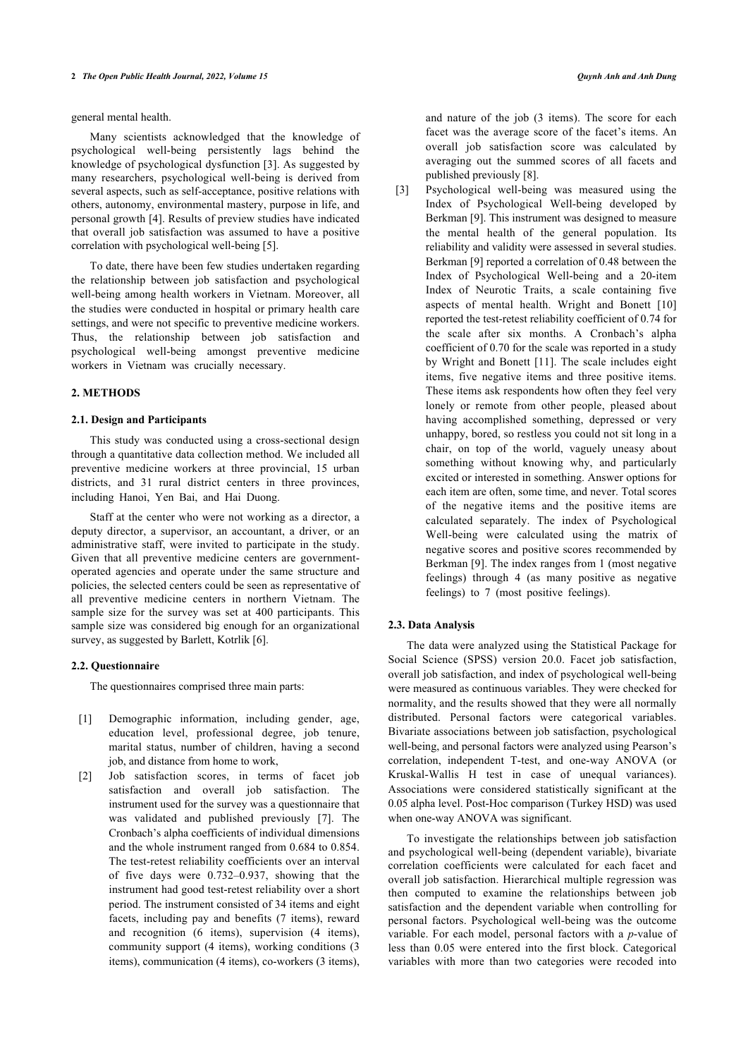general mental health.

Many scientists acknowledged that the knowledge of psychological well-being persistently lags behind the knowledge of psychological dysfunction [3]. As suggested by many researchers, psychological well-being is derived from several aspects, such as self-acceptance, positive relations with others, autonomy, environmental mastery, purpose in life, and personal growth [4]. Results of preview studies have indicated that overall job satisfaction was assumed to have a positive correlation with psychological well-being [5].

To date, there have been few studies undertaken regarding the relationship between job satisfaction and psychological well-being among health workers in Vietnam. Moreover, all the studies were conducted in hospital or primary health care settings, and were not specific to preventive medicine workers. Thus, the relationship between job satisfaction and psychological well-being amongst preventive medicine workers in Vietnam was crucially necessary.

## 2. METHODS

### 2.1. Design and Participants

This study was conducted using a cross-sectional design through a quantitative data collection method. We included all preventive medicine workers at three provincial, 15 urban districts, and 31 rural district centers in three provinces, including Hanoi, Yen Bai, and Hai Duong.

Staff at the center who were not working as a director, a deputy director, a supervisor, an accountant, a driver, or an administrative staff, were invited to participate in the study. Given that all preventive medicine centers are government-operated agencies and operate under the same structure and policies, the selected centers could be seen as representative of all preventive medicine centers in northern Vietnam. The sample size for the survey was set at 400 participants. This sample size was considered big enough for an organizational survey, as suggested by Barlett, Kotrlik [6].

### 2.2. Questionnaire

The questionnaires comprised three main parts:

[1] Demographic information, including gender, age, education level, professional degree, job tenure, marital status, number of children, having a second job, and distance from home to work,

[2] Job satisfaction scores, in terms of facet job satisfaction and overall job satisfaction. The instrument used for the survey was a questionnaire that was validated and published previously [7]. The Cronbach's alpha coefficients of individual dimensions and the whole instrument ranged from 0.684 to 0.854. The test-retest reliability coefficients over an interval of five days were 0.732–0.937, showing that the instrument had good test-retest reliability over a short period. The instrument consisted of 34 items and eight facets, including pay and benefits (7 items), reward and recognition (6 items), supervision (4 items), community support (4 items), working conditions (3 items), communication (4 items), co-workers (3 items), and nature of the job (3 items). The score for each facet was the average score of the facet's items. An overall job satisfaction score was calculated by averaging out the summed scores of all facets and published previously [8].

[3] Psychological well-being was measured using the Index of Psychological Well-being developed by Berkman [9]. This instrument was designed to measure the mental health of the general population. Its reliability and validity were assessed in several studies. Berkman [9] reported a correlation of 0.48 between the Index of Psychological Well-being and a 20-item Index of Neurotic Traits, a scale containing five aspects of mental health. Wright and Bonett [10] reported the test-retest reliability coefficient of 0.74 for the scale after six months. A Cronbach's alpha coefficient of 0.70 for the scale was reported in a study by Wright and Bonett [11]. The scale includes eight items, five negative items and three positive items. These items ask respondents how often they feel very lonely or remote from other people, pleased about having accomplished something, depressed or very unhappy, bored, so restless you could not sit long in a chair, on top of the world, vaguely uneasy about something without knowing why, and particularly excited or interested in something. Answer options for each item are often, some time, and never. Total scores of the negative items and the positive items are calculated separately. The index of Psychological Well-being were calculated using the matrix of negative scores and positive scores recommended by Berkman [9]. The index ranges from 1 (most negative feelings) through 4 (as many positive as negative feelings) to 7 (most positive feelings).

### 2.3. Data Analysis

The data were analyzed using the Statistical Package for Social Science (SPSS) version 20.0. Facet job satisfaction, overall job satisfaction, and index of psychological well-being were measured as continuous variables. They were checked for normality, and the results showed that they were all normally distributed. Personal factors were categorical variables. Bivariate associations between job satisfaction, psychological well-being, and personal factors were analyzed using Pearson's correlation, independent T-test, and one-way ANOVA (or Kruskal-Wallis H test in case of unequal variances). Associations were considered statistically significant at the 0.05 alpha level. Post-Hoc comparison (Turkey HSD) was used when one-way ANOVA was significant.

To investigate the relationships between job satisfaction and psychological well-being (dependent variable), bivariate correlation coefficients were calculated for each facet and overall job satisfaction. Hierarchical multiple regression was then computed to examine the relationships between job satisfaction and the dependent variable when controlling for personal factors. Psychological well-being was the outcome variable. For each model, personal factors with a $p$-value of less than 0.05 were entered into the first block. Categorical variables with more than two categories were recoded into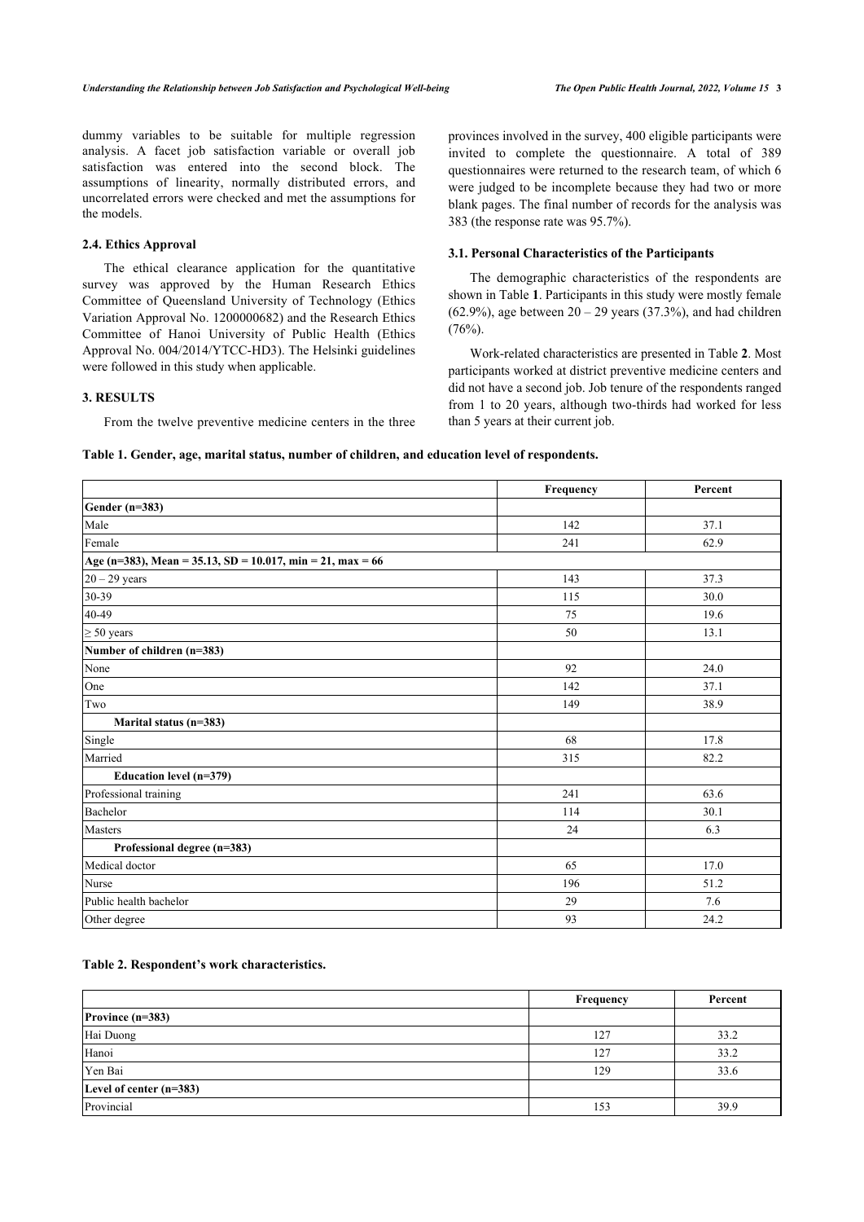dummy variables to be suitable for multiple regression analysis. A facet job satisfaction variable or overall job satisfaction was entered into the second block. The assumptions of linearity, normally distributed errors, and uncorrelated errors were checked and met the assumptions for the models.

### 2.4. Ethics Approval

The ethical clearance application for the quantitative survey was approved by the Human Research Ethics Committee of Queensland University of Technology (Ethics Variation Approval No. 1200000682) and the Research Ethics Committee of Hanoi University of Public Health (Ethics Approval No. 004/2014/YTCC-HD3). The Helsinki guidelines were followed in this study when applicable.

## 3. RESULTS

From the twelve preventive medicine centers in the three provinces involved in the survey, 400 eligible participants were invited to complete the questionnaire. A total of 389 questionnaires were returned to the research team, of which 6 were judged to be incomplete because they had two or more blank pages. The final number of records for the analysis was 383 (the response rate was 95.7%).

### 3.1. Personal Characteristics of the Participants

The demographic characteristics of the respondents are shown in Table **1**. Participants in this study were mostly female (62.9%), age between 20 – 29 years (37.3%), and had children (76%).

Work-related characteristics are presented in Table **2**. Most participants worked at district preventive medicine centers and did not have a second job. Job tenure of the respondents ranged from 1 to 20 years, although two-thirds had worked for less than 5 years at their current job.

**Table 1. Gender, age, marital status, number of children, and education level of respondents.**

| | Frequency | Percent |
|---|---|---|
| **Gender (n=383)** | | |
| Male | 142 | 37.1 |
| Female | 241 | 62.9 |
| **Age (n=383), Mean = 35.13, SD = 10.017, min = 21, max = 66** | | |
| 20 – 29 years | 143 | 37.3 |
| 30-39 | 115 | 30.0 |
| 40-49 | 75 | 19.6 |
| ≥ 50 years | 50 | 13.1 |
| **Number of children (n=383)** | | |
| None | 92 | 24.0 |
| One | 142 | 37.1 |
| Two | 149 | 38.9 |
| **Marital status (n=383)** | | |
| Single | 68 | 17.8 |
| Married | 315 | 82.2 |
| **Education level (n=379)** | | |
| Professional training | 241 | 63.6 |
| Bachelor | 114 | 30.1 |
| Masters | 24 | 6.3 |
| **Professional degree (n=383)** | | |
| Medical doctor | 65 | 17.0 |
| Nurse | 196 | 51.2 |
| Public health bachelor | 29 | 7.6 |
| Other degree | 93 | 24.2 |

**Table 2. Respondent's work characteristics.**

| | Frequency | Percent |
|---|---|---|
| **Province (n=383)** | | |
| Hai Duong | 127 | 33.2 |
| Hanoi | 127 | 33.2 |
| Yen Bai | 129 | 33.6 |
| **Level of center (n=383)** | | |
| Provincial | 153 | 39.9 |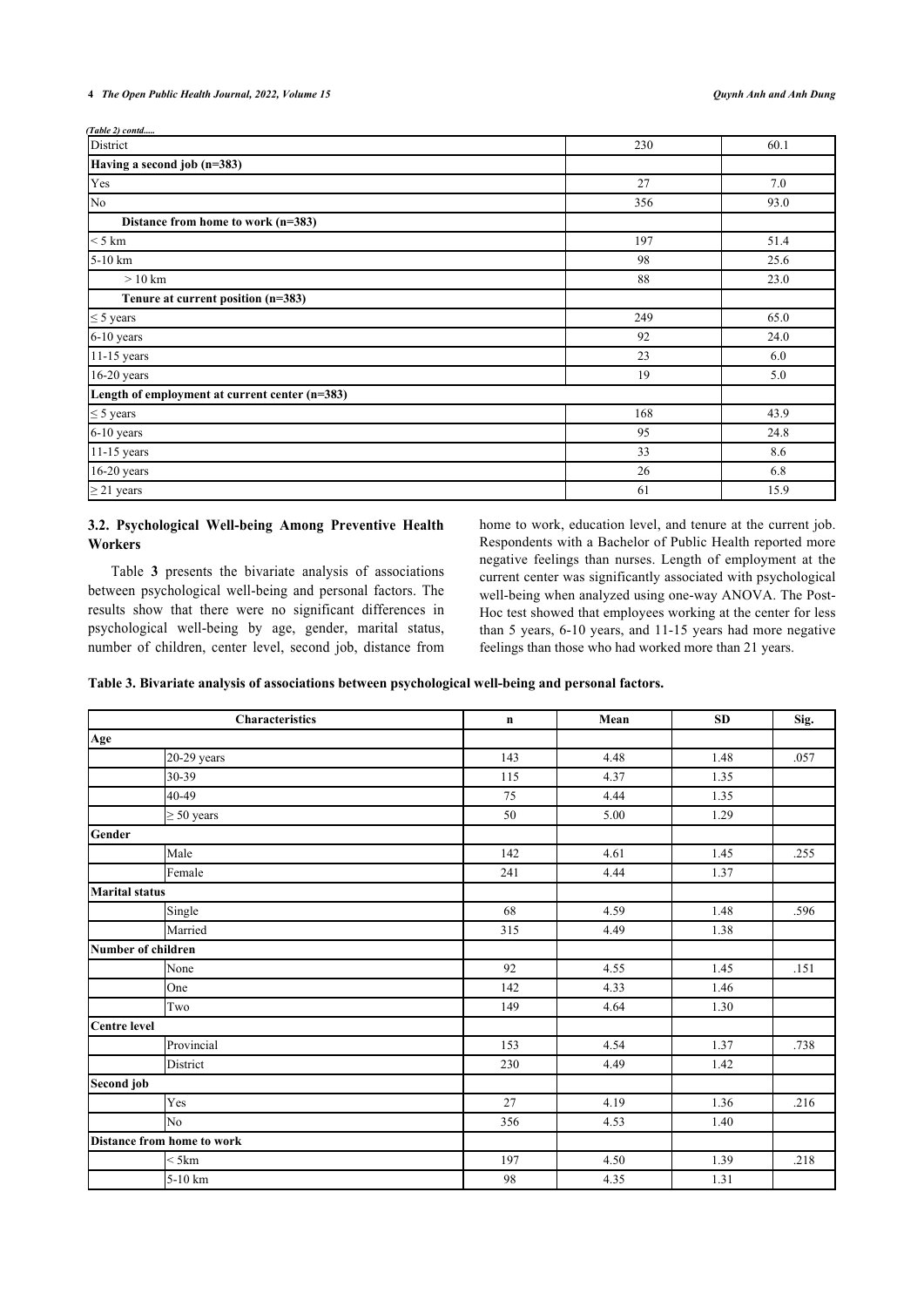*(Table 2) contd.....*

| | | |
|---|---|---|
| District | 230 | 60.1 |
| **Having a second job (n=383)** | | |
| Yes | 27 | 7.0 |
| No | 356 | 93.0 |
| **Distance from home to work (n=383)** | | |
| < 5 km | 197 | 51.4 |
| 5-10 km | 98 | 25.6 |
| > 10 km | 88 | 23.0 |
| **Tenure at current position (n=383)** | | |
| ≤ 5 years | 249 | 65.0 |
| 6-10 years | 92 | 24.0 |
| 11-15 years | 23 | 6.0 |
| 16-20 years | 19 | 5.0 |
| **Length of employment at current center (n=383)** | | |
| ≤ 5 years | 168 | 43.9 |
| 6-10 years | 95 | 24.8 |
| 11-15 years | 33 | 8.6 |
| 16-20 years | 26 | 6.8 |
| ≥ 21 years | 61 | 15.9 |

### 3.2. Psychological Well-being Among Preventive Health Workers

Table **3** presents the bivariate analysis of associations between psychological well-being and personal factors. The results show that there were no significant differences in psychological well-being by age, gender, marital status, number of children, center level, second job, distance from home to work, education level, and tenure at the current job. Respondents with a Bachelor of Public Health reported more negative feelings than nurses. Length of employment at the current center was significantly associated with psychological well-being when analyzed using one-way ANOVA. The Post-Hoc test showed that employees working at the center for less than 5 years, 6-10 years, and 11-15 years had more negative feelings than those who had worked more than 21 years.

**Table 3. Bivariate analysis of associations between psychological well-being and personal factors.**

| Characteristics | | n | Mean | SD | Sig. |
|---|---|---|---|---|---|
| **Age** | | | | | |
| | 20-29 years | 143 | 4.48 | 1.48 | .057 |
| | 30-39 | 115 | 4.37 | 1.35 | |
| | 40-49 | 75 | 4.44 | 1.35 | |
| | ≥ 50 years | 50 | 5.00 | 1.29 | |
| **Gender** | | | | | |
| | Male | 142 | 4.61 | 1.45 | .255 |
| | Female | 241 | 4.44 | 1.37 | |
| **Marital status** | | | | | |
| | Single | 68 | 4.59 | 1.48 | .596 |
| | Married | 315 | 4.49 | 1.38 | |
| **Number of children** | | | | | |
| | None | 92 | 4.55 | 1.45 | .151 |
| | One | 142 | 4.33 | 1.46 | |
| | Two | 149 | 4.64 | 1.30 | |
| **Centre level** | | | | | |
| | Provincial | 153 | 4.54 | 1.37 | .738 |
| | District | 230 | 4.49 | 1.42 | |
| **Second job** | | | | | |
| | Yes | 27 | 4.19 | 1.36 | .216 |
| | No | 356 | 4.53 | 1.40 | |
| **Distance from home to work** | | | | | |
| | < 5km | 197 | 4.50 | 1.39 | .218 |
| | 5-10 km | 98 | 4.35 | 1.31 | |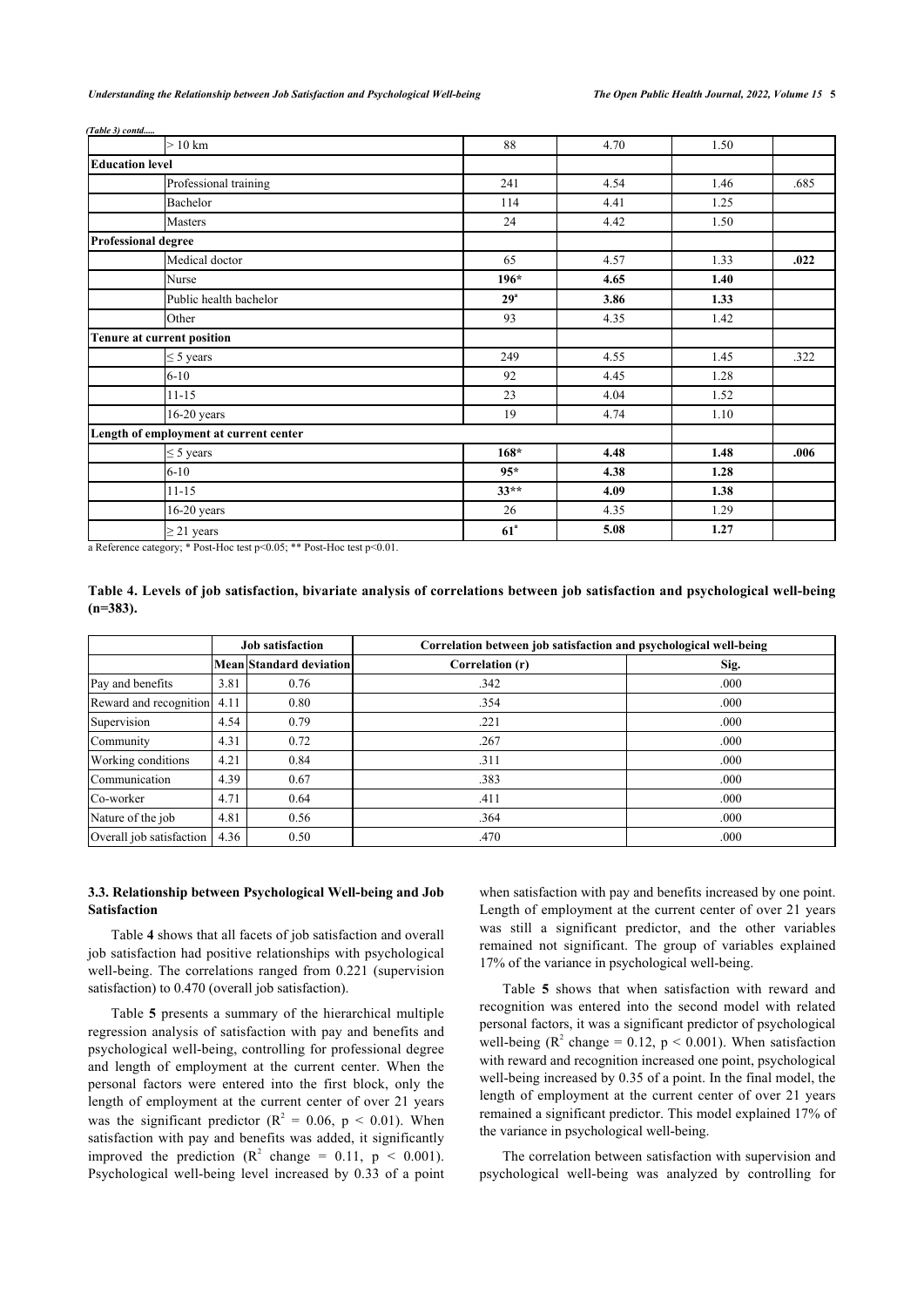*(Table 3) contd.....*

| | | | | | |
|---|---|---|---|---|---|
| | > 10 km | 88 | 4.70 | 1.50 | |
| **Education level** | | | | | |
| | Professional training | 241 | 4.54 | 1.46 | .685 |
| | Bachelor | 114 | 4.41 | 1.25 | |
| | Masters | 24 | 4.42 | 1.50 | |
| **Professional degree** | | | | | |
| | Medical doctor | 65 | 4.57 | 1.33 | **.022** |
| | Nurse | **196*** | **4.65** | **1.40** | |
| | Public health bachelor | **29[a]** | **3.86** | **1.33** | |
| | Other | 93 | 4.35 | 1.42 | |
| **Tenure at current position** | | | | | |
| | ≤ 5 years | 249 | 4.55 | 1.45 | .322 |
| | 6-10 | 92 | 4.45 | 1.28 | |
| | 11-15 | 23 | 4.04 | 1.52 | |
| | 16-20 years | 19 | 4.74 | 1.10 | |
| **Length of employment at current center** | | | | | |
| | ≤ 5 years | **168*** | **4.48** | **1.48** | **.006** |
| | 6-10 | **95*** | **4.38** | **1.28** | |
| | 11-15 | **33**** | **4.09** | **1.38** | |
| | 16-20 years | 26 | 4.35 | 1.29 | |
| | ≥ 21 years | **61[a]** | **5.08** | **1.27** | |

a Reference category; * Post-Hoc test p<0.05; ** Post-Hoc test p<0.01.

**Table 4. Levels of job satisfaction, bivariate analysis of correlations between job satisfaction and psychological well-being (n=383).**

| | Job satisfaction | | Correlation between job satisfaction and psychological well-being | |
|---|---|---|---|---|
| | Mean | Standard deviation | Correlation (r) | Sig. |
| Pay and benefits | 3.81 | 0.76 | .342 | .000 |
| Reward and recognition | 4.11 | 0.80 | .354 | .000 |
| Supervision | 4.54 | 0.79 | .221 | .000 |
| Community | 4.31 | 0.72 | .267 | .000 |
| Working conditions | 4.21 | 0.84 | .311 | .000 |
| Communication | 4.39 | 0.67 | .383 | .000 |
| Co-worker | 4.71 | 0.64 | .411 | .000 |
| Nature of the job | 4.81 | 0.56 | .364 | .000 |
| Overall job satisfaction | 4.36 | 0.50 | .470 | .000 |

### 3.3. Relationship between Psychological Well-being and Job Satisfaction

Table **4** shows that all facets of job satisfaction and overall job satisfaction had positive relationships with psychological well-being. The correlations ranged from 0.221 (supervision satisfaction) to 0.470 (overall job satisfaction).

Table **5** presents a summary of the hierarchical multiple regression analysis of satisfaction with pay and benefits and psychological well-being, controlling for professional degree and length of employment at the current center. When the personal factors were entered into the first block, only the length of employment at the current center of over 21 years was the significant predictor ($R^2$ = 0.06, $p < 0.01$). When satisfaction with pay and benefits was added, it significantly improved the prediction ($R^2$ change = 0.11, $p < 0.001$). Psychological well-being level increased by 0.33 of a point when satisfaction with pay and benefits increased by one point. Length of employment at the current center of over 21 years was still a significant predictor, and the other variables remained not significant. The group of variables explained 17% of the variance in psychological well-being.

Table **5** shows that when satisfaction with reward and recognition was entered into the second model with related personal factors, it was a significant predictor of psychological well-being ($R^2$ change = 0.12, $p < 0.001$). When satisfaction with reward and recognition increased one point, psychological well-being increased by 0.35 of a point. In the final model, the length of employment at the current center of over 21 years remained a significant predictor. This model explained 17% of the variance in psychological well-being.

The correlation between satisfaction with supervision and psychological well-being was analyzed by controlling for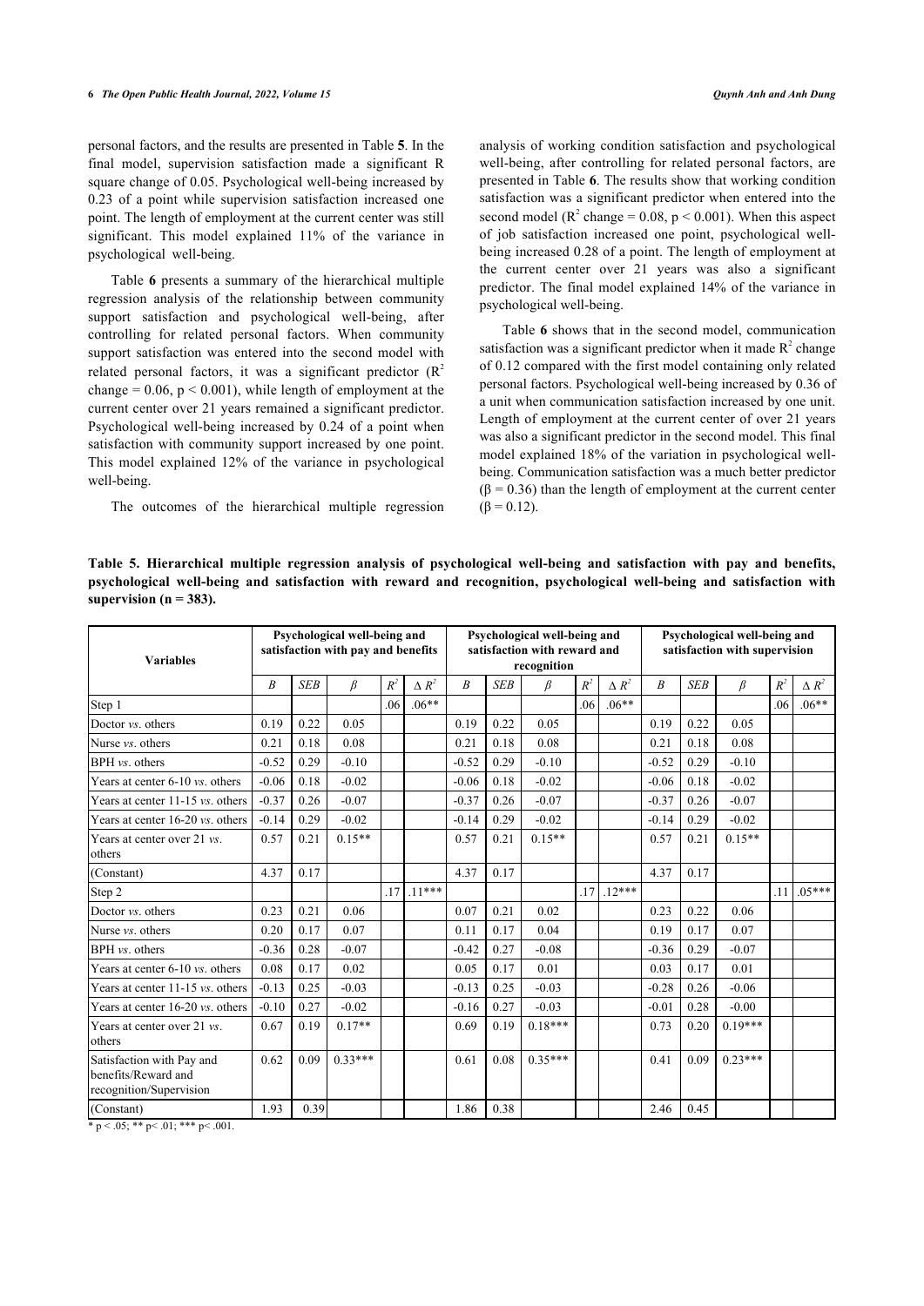personal factors, and the results are presented in Table **5**. In the final model, supervision satisfaction made a significant R square change of 0.05. Psychological well-being increased by 0.23 of a point while supervision satisfaction increased one point. The length of employment at the current center was still significant. This model explained 11% of the variance in psychological well-being.

Table **6** presents a summary of the hierarchical multiple regression analysis of the relationship between community support satisfaction and psychological well-being, after controlling for related personal factors. When community support satisfaction was entered into the second model with related personal factors, it was a significant predictor ($R^2$ change = 0.06, $p < 0.001$), while length of employment at the current center over 21 years remained a significant predictor. Psychological well-being increased by 0.24 of a point when satisfaction with community support increased by one point. This model explained 12% of the variance in psychological well-being.

The outcomes of the hierarchical multiple regression analysis of working condition satisfaction and psychological well-being, after controlling for related personal factors, are presented in Table **6**. The results show that working condition satisfaction was a significant predictor when entered into the second model ($R^2$ change = 0.08, $p < 0.001$). When this aspect of job satisfaction increased one point, psychological well-being increased 0.28 of a point. The length of employment at the current center over 21 years was also a significant predictor. The final model explained 14% of the variance in psychological well-being.

Table **6** shows that in the second model, communication satisfaction was a significant predictor when it made $R^2$ change of 0.12 compared with the first model containing only related personal factors. Psychological well-being increased by 0.36 of a unit when communication satisfaction increased by one unit. Length of employment at the current center of over 21 years was also a significant predictor in the second model. This final model explained 18% of the variation in psychological well-being. Communication satisfaction was a much better predictor ($\beta = 0.36$) than the length of employment at the current center ($\beta = 0.12$).

**Table 5. Hierarchical multiple regression analysis of psychological well-being and satisfaction with pay and benefits, psychological well-being and satisfaction with reward and recognition, psychological well-being and satisfaction with supervision (n = 383).**

| Variables | Psychological well-being and satisfaction with pay and benefits | | | | | Psychological well-being and satisfaction with reward and recognition | | | | | Psychological well-being and satisfaction with supervision | | | | |
|---|---|---|---|---|---|---|---|---|---|---|---|---|---|---|---|
| | *B* | *SEB* | *β* | $R^2$ | $\Delta R^2$ | *B* | *SEB* | *β* | $R^2$ | $\Delta R^2$ | *B* | *SEB* | *β* | $R^2$ | $\Delta R^2$ |
| Step 1 | | | | .06 | .06** | | | | .06 | .06** | | | | .06 | .06** |
| Doctor *vs*. others | 0.19 | 0.22 | 0.05 | | | 0.19 | 0.22 | 0.05 | | | 0.19 | 0.22 | 0.05 | | |
| Nurse *vs*. others | 0.21 | 0.18 | 0.08 | | | 0.21 | 0.18 | 0.08 | | | 0.21 | 0.18 | 0.08 | | |
| BPH *vs*. others | -0.52 | 0.29 | -0.10 | | | -0.52 | 0.29 | -0.10 | | | -0.52 | 0.29 | -0.10 | | |
| Years at center 6-10 *vs*. others | -0.06 | 0.18 | -0.02 | | | -0.06 | 0.18 | -0.02 | | | -0.06 | 0.18 | -0.02 | | |
| Years at center 11-15 *vs*. others | -0.37 | 0.26 | -0.07 | | | -0.37 | 0.26 | -0.07 | | | -0.37 | 0.26 | -0.07 | | |
| Years at center 16-20 *vs*. others | -0.14 | 0.29 | -0.02 | | | -0.14 | 0.29 | -0.02 | | | -0.14 | 0.29 | -0.02 | | |
| Years at center over 21 *vs*. others | 0.57 | 0.21 | 0.15** | | | 0.57 | 0.21 | 0.15** | | | 0.57 | 0.21 | 0.15** | | |
| (Constant) | 4.37 | 0.17 | | | | 4.37 | 0.17 | | | | 4.37 | 0.17 | | | |
| Step 2 | | | | .17 | .11*** | | | | .17 | .12*** | | | | .11 | .05*** |
| Doctor *vs*. others | 0.23 | 0.21 | 0.06 | | | 0.07 | 0.21 | 0.02 | | | 0.23 | 0.22 | 0.06 | | |
| Nurse *vs*. others | 0.20 | 0.17 | 0.07 | | | 0.11 | 0.17 | 0.04 | | | 0.19 | 0.17 | 0.07 | | |
| BPH *vs*. others | -0.36 | 0.28 | -0.07 | | | -0.42 | 0.27 | -0.08 | | | -0.36 | 0.29 | -0.07 | | |
| Years at center 6-10 *vs*. others | 0.08 | 0.17 | 0.02 | | | 0.05 | 0.17 | 0.01 | | | 0.03 | 0.17 | 0.01 | | |
| Years at center 11-15 *vs*. others | -0.13 | 0.25 | -0.03 | | | -0.13 | 0.25 | -0.03 | | | -0.28 | 0.26 | -0.06 | | |
| Years at center 16-20 *vs*. others | -0.10 | 0.27 | -0.02 | | | -0.16 | 0.27 | -0.03 | | | -0.01 | 0.28 | -0.00 | | |
| Years at center over 21 *vs*. others | 0.67 | 0.19 | 0.17** | | | 0.69 | 0.19 | 0.18*** | | | 0.73 | 0.20 | 0.19*** | | |
| Satisfaction with Pay and benefits/Reward and recognition/Supervision | 0.62 | 0.09 | 0.33*** | | | 0.61 | 0.08 | 0.35*** | | | 0.41 | 0.09 | 0.23*** | | |
| (Constant) | 1.93 | 0.39 | | | | 1.86 | 0.38 | | | | 2.46 | 0.45 | | | |

\* p < .05; ** p< .01; *** p< .001.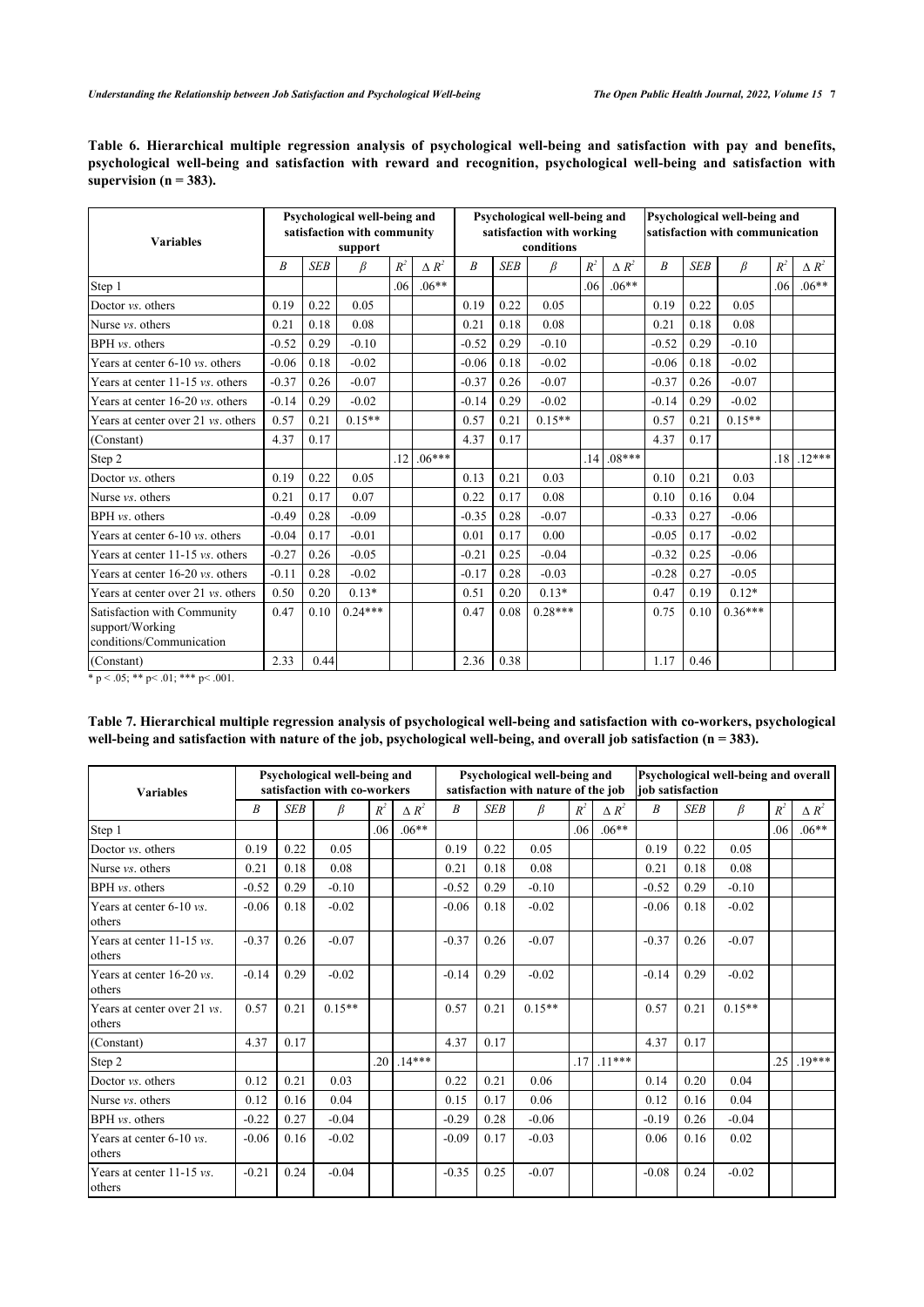**Table 6. Hierarchical multiple regression analysis of psychological well-being and satisfaction with pay and benefits, psychological well-being and satisfaction with reward and recognition, psychological well-being and satisfaction with supervision (n = 383).**

| Variables | Psychological well-being and satisfaction with community support | | | | | Psychological well-being and satisfaction with working conditions | | | | | Psychological well-being and satisfaction with communication | | | | |
|---|---|---|---|---|---|---|---|---|---|---|---|---|---|---|---|
| | *B* | *SEB* | *β* | $R^2$ | $\Delta R^2$ | *B* | *SEB* | *β* | $R^2$ | $\Delta R^2$ | *B* | *SEB* | *β* | $R^2$ | $\Delta R^2$ |
| Step 1 | | | | .06 | .06** | | | | .06 | .06** | | | | .06 | .06** |
| Doctor *vs*. others | 0.19 | 0.22 | 0.05 | | | 0.19 | 0.22 | 0.05 | | | 0.19 | 0.22 | 0.05 | | |
| Nurse *vs*. others | 0.21 | 0.18 | 0.08 | | | 0.21 | 0.18 | 0.08 | | | 0.21 | 0.18 | 0.08 | | |
| BPH *vs*. others | -0.52 | 0.29 | -0.10 | | | -0.52 | 0.29 | -0.10 | | | -0.52 | 0.29 | -0.10 | | |
| Years at center 6-10 *vs*. others | -0.06 | 0.18 | -0.02 | | | -0.06 | 0.18 | -0.02 | | | -0.06 | 0.18 | -0.02 | | |
| Years at center 11-15 *vs*. others | -0.37 | 0.26 | -0.07 | | | -0.37 | 0.26 | -0.07 | | | -0.37 | 0.26 | -0.07 | | |
| Years at center 16-20 *vs*. others | -0.14 | 0.29 | -0.02 | | | -0.14 | 0.29 | -0.02 | | | -0.14 | 0.29 | -0.02 | | |
| Years at center over 21 *vs*. others | 0.57 | 0.21 | 0.15** | | | 0.57 | 0.21 | 0.15** | | | 0.57 | 0.21 | 0.15** | | |
| (Constant) | 4.37 | 0.17 | | | | 4.37 | 0.17 | | | | 4.37 | 0.17 | | | |
| Step 2 | | | | .12 | .06*** | | | | .14 | .08*** | | | | .18 | .12*** |
| Doctor *vs*. others | 0.19 | 0.22 | 0.05 | | | 0.13 | 0.21 | 0.03 | | | 0.10 | 0.21 | 0.03 | | |
| Nurse *vs*. others | 0.21 | 0.17 | 0.07 | | | 0.22 | 0.17 | 0.08 | | | 0.10 | 0.16 | 0.04 | | |
| BPH *vs*. others | -0.49 | 0.28 | -0.09 | | | -0.35 | 0.28 | -0.07 | | | -0.33 | 0.27 | -0.06 | | |
| Years at center 6-10 *vs*. others | -0.04 | 0.17 | -0.01 | | | 0.01 | 0.17 | 0.00 | | | -0.05 | 0.17 | -0.02 | | |
| Years at center 11-15 *vs*. others | -0.27 | 0.26 | -0.05 | | | -0.21 | 0.25 | -0.04 | | | -0.32 | 0.25 | -0.06 | | |
| Years at center 16-20 *vs*. others | -0.11 | 0.28 | -0.02 | | | -0.17 | 0.28 | -0.03 | | | -0.28 | 0.27 | -0.05 | | |
| Years at center over 21 *vs*. others | 0.50 | 0.20 | 0.13* | | | 0.51 | 0.20 | 0.13* | | | 0.47 | 0.19 | 0.12* | | |
| Satisfaction with Community support/Working conditions/Communication | 0.47 | 0.10 | 0.24*** | | | 0.47 | 0.08 | 0.28*** | | | 0.75 | 0.10 | 0.36*** | | |
| (Constant) | 2.33 | 0.44 | | | | 2.36 | 0.38 | | | | 1.17 | 0.46 | | | |

\* p < .05; ** p< .01; *** p< .001.

**Table 7. Hierarchical multiple regression analysis of psychological well-being and satisfaction with co-workers, psychological well-being and satisfaction with nature of the job, psychological well-being, and overall job satisfaction (n = 383).**

| Variables | Psychological well-being and satisfaction with co-workers | | | | | Psychological well-being and satisfaction with nature of the job | | | | | Psychological well-being and overall job satisfaction | | | | |
|---|---|---|---|---|---|---|---|---|---|---|---|---|---|---|---|
| | *B* | *SEB* | *β* | $R^2$ | $\Delta R^2$ | *B* | *SEB* | *β* | $R^2$ | $\Delta R^2$ | *B* | *SEB* | *β* | $R^2$ | $\Delta R^2$ |
| Step 1 | | | | .06 | .06** | | | | .06 | .06** | | | | .06 | .06** |
| Doctor *vs*. others | 0.19 | 0.22 | 0.05 | | | 0.19 | 0.22 | 0.05 | | | 0.19 | 0.22 | 0.05 | | |
| Nurse *vs*. others | 0.21 | 0.18 | 0.08 | | | 0.21 | 0.18 | 0.08 | | | 0.21 | 0.18 | 0.08 | | |
| BPH *vs*. others | -0.52 | 0.29 | -0.10 | | | -0.52 | 0.29 | -0.10 | | | -0.52 | 0.29 | -0.10 | | |
| Years at center 6-10 *vs*. others | -0.06 | 0.18 | -0.02 | | | -0.06 | 0.18 | -0.02 | | | -0.06 | 0.18 | -0.02 | | |
| Years at center 11-15 *vs*. others | -0.37 | 0.26 | -0.07 | | | -0.37 | 0.26 | -0.07 | | | -0.37 | 0.26 | -0.07 | | |
| Years at center 16-20 *vs*. others | -0.14 | 0.29 | -0.02 | | | -0.14 | 0.29 | -0.02 | | | -0.14 | 0.29 | -0.02 | | |
| Years at center over 21 *vs*. others | 0.57 | 0.21 | 0.15** | | | 0.57 | 0.21 | 0.15** | | | 0.57 | 0.21 | 0.15** | | |
| (Constant) | 4.37 | 0.17 | | | | 4.37 | 0.17 | | | | 4.37 | 0.17 | | | |
| Step 2 | | | | .20 | .14*** | | | | .17 | .11*** | | | | .25 | .19*** |
| Doctor *vs*. others | 0.12 | 0.21 | 0.03 | | | 0.22 | 0.21 | 0.06 | | | 0.14 | 0.20 | 0.04 | | |
| Nurse *vs*. others | 0.12 | 0.16 | 0.04 | | | 0.15 | 0.17 | 0.06 | | | 0.12 | 0.16 | 0.04 | | |
| BPH *vs*. others | -0.22 | 0.27 | -0.04 | | | -0.29 | 0.28 | -0.06 | | | -0.19 | 0.26 | -0.04 | | |
| Years at center 6-10 *vs*. others | -0.06 | 0.16 | -0.02 | | | -0.09 | 0.17 | -0.03 | | | 0.06 | 0.16 | 0.02 | | |
| Years at center 11-15 *vs*. others | -0.21 | 0.24 | -0.04 | | | -0.35 | 0.25 | -0.07 | | | -0.08 | 0.24 | -0.02 | | |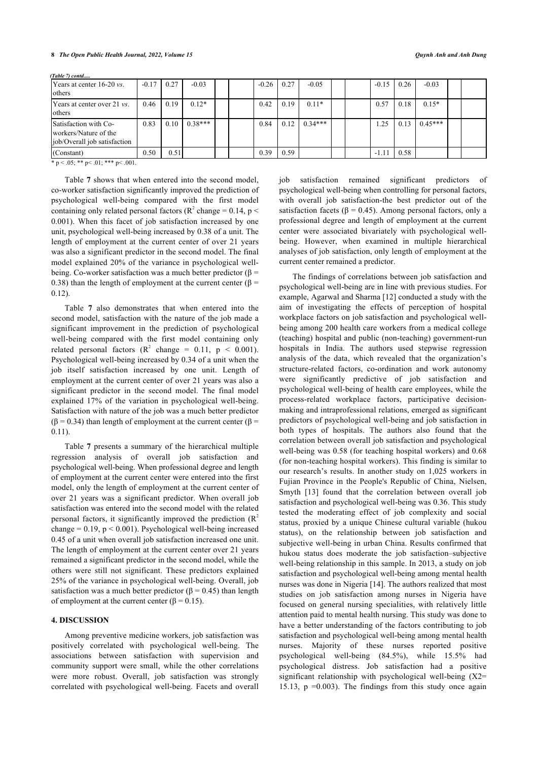*(Table 7) contd.....*

| | | | | | | | | | | | | | | | |
|---|---|---|---|---|---|---|---|---|---|---|---|---|---|---|---|
| Years at center 16-20 *vs.* others | -0.17 | 0.27 | -0.03 | | | -0.26 | 0.27 | -0.05 | | | -0.15 | 0.26 | -0.03 | | |
| Years at center over 21 *vs.* others | 0.46 | 0.19 | 0.12* | | | 0.42 | 0.19 | 0.11* | | | 0.57 | 0.18 | 0.15* | | |
| Satisfaction with Co-workers/Nature of the job/Overall job satisfaction | 0.83 | 0.10 | 0.38*** | | | 0.84 | 0.12 | 0.34*** | | | 1.25 | 0.13 | 0.45*** | | |
| (Constant) | 0.50 | 0.51 | | | | 0.39 | 0.59 | | | | -1.11 | 0.58 | | | |

\* p < .05; ** p< .01; *** p< .001.

Table **7** shows that when entered into the second model, co-worker satisfaction significantly improved the prediction of psychological well-being compared with the first model containing only related personal factors ($R^2$ change = 0.14, $p < 0.001$). When this facet of job satisfaction increased by one unit, psychological well-being increased by 0.38 of a unit. The length of employment at the current center of over 21 years was also a significant predictor in the second model. The final model explained 20% of the variance in psychological well-being. Co-worker satisfaction was a much better predictor ($\beta$ = 0.38) than the length of employment at the current center ($\beta$ = 0.12).

Table **7** also demonstrates that when entered into the second model, satisfaction with the nature of the job made a significant improvement in the prediction of psychological well-being compared with the first model containing only related personal factors ($R^2$ change = 0.11, $p < 0.001$). Psychological well-being increased by 0.34 of a unit when the job itself satisfaction increased by one unit. Length of employment at the current center of over 21 years was also a significant predictor in the second model. The final model explained 17% of the variation in psychological well-being. Satisfaction with nature of the job was a much better predictor ($\beta$ = 0.34) than length of employment at the current center ($\beta$ = 0.11).

Table **7** presents a summary of the hierarchical multiple regression analysis of overall job satisfaction and psychological well-being. When professional degree and length of employment at the current center were entered into the first model, only the length of employment at the current center of over 21 years was a significant predictor. When overall job satisfaction was entered into the second model with the related personal factors, it significantly improved the prediction ($R^2$ change = 0.19, $p < 0.001$). Psychological well-being increased 0.45 of a unit when overall job satisfaction increased one unit. The length of employment at the current center over 21 years remained a significant predictor in the second model, while the others were still not significant. These predictors explained 25% of the variance in psychological well-being. Overall, job satisfaction was a much better predictor ($\beta$ = 0.45) than length of employment at the current center ($\beta$ = 0.15).

## 4. DISCUSSION

Among preventive medicine workers, job satisfaction was positively correlated with psychological well-being. The associations between satisfaction with supervision and community support were small, while the other correlations were more robust. Overall, job satisfaction was strongly correlated with psychological well-being. Facets and overall job satisfaction remained significant predictors of psychological well-being when controlling for personal factors, with overall job satisfaction-the best predictor out of the satisfaction facets ($\beta$ = 0.45). Among personal factors, only a professional degree and length of employment at the current center were associated bivariately with psychological well-being. However, when examined in multiple hierarchical analyses of job satisfaction, only length of employment at the current center remained a predictor.

The findings of correlations between job satisfaction and psychological well-being are in line with previous studies. For example, Agarwal and Sharma [12] conducted a study with the aim of investigating the effects of perception of hospital workplace factors on job satisfaction and psychological well-being among 200 health care workers from a medical college (teaching) hospital and public (non-teaching) government-run hospitals in India. The authors used stepwise regression analysis of the data, which revealed that the organization's structure-related factors, co-ordination and work autonomy were significantly predictive of job satisfaction and psychological well-being of health care employees, while the process-related workplace factors, participative decision-making and intraprofessional relations, emerged as significant predictors of psychological well-being and job satisfaction in both types of hospitals. The authors also found that the correlation between overall job satisfaction and psychological well-being was 0.58 (for teaching hospital workers) and 0.68 (for non-teaching hospital workers). This finding is similar to our research's results. In another study on 1,025 workers in Fujian Province in the People's Republic of China, Nielsen, Smyth [13] found that the correlation between overall job satisfaction and psychological well-being was 0.36. This study tested the moderating effect of job complexity and social status, proxied by a unique Chinese cultural variable (hukou status), on the relationship between job satisfaction and subjective well-being in urban China. Results confirmed that hukou status does moderate the job satisfaction–subjective well-being relationship in this sample. In 2013, a study on job satisfaction and psychological well-being among mental health nurses was done in Nigeria [14]. The authors realized that most studies on job satisfaction among nurses in Nigeria have focused on general nursing specialities, with relatively little attention paid to mental health nursing. This study was done to have a better understanding of the factors contributing to job satisfaction and psychological well-being among mental health nurses. Majority of these nurses reported positive psychological well-being (84.5%), while 15.5% had psychological distress. Job satisfaction had a positive significant relationship with psychological well-being ($X2$= 15.13, $p$ =0.003). The findings from this study once again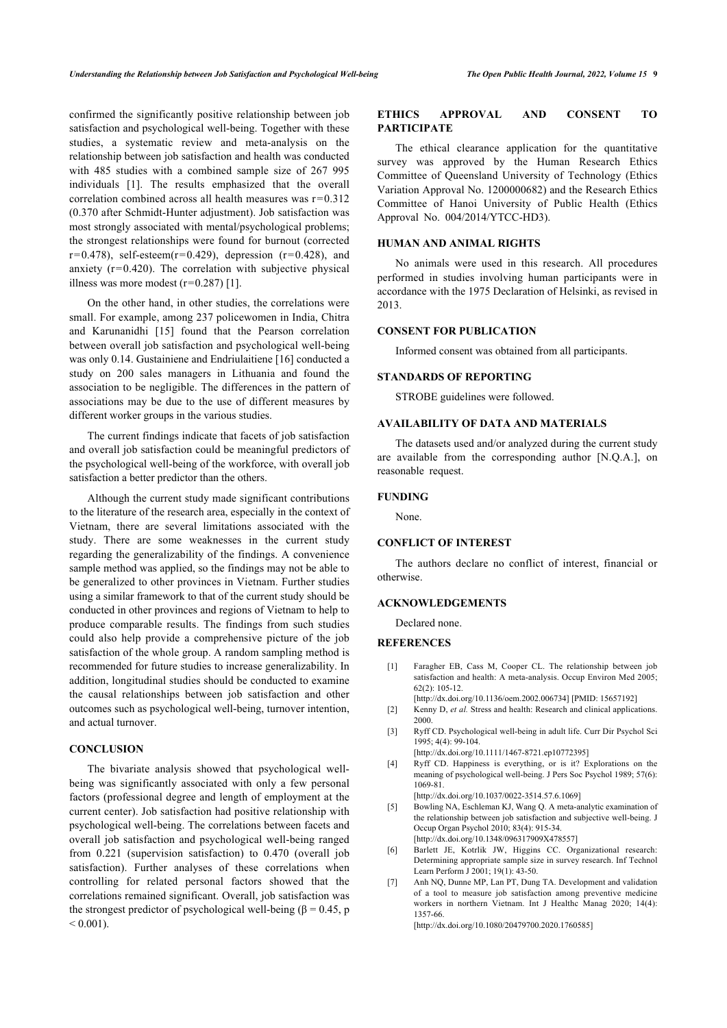confirmed the significantly positive relationship between job satisfaction and psychological well-being. Together with these studies, a systematic review and meta-analysis on the relationship between job satisfaction and health was conducted with 485 studies with a combined sample size of 267 995 individuals [1]. The results emphasized that the overall correlation combined across all health measures was $r=0.312$ (0.370 after Schmidt-Hunter adjustment). Job satisfaction was most strongly associated with mental/psychological problems; the strongest relationships were found for burnout (corrected $r=0.478$), self-esteem($r=0.429$), depression ($r=0.428$), and anxiety ($r=0.420$). The correlation with subjective physical illness was more modest ($r=0.287$) [1].

On the other hand, in other studies, the correlations were small. For example, among 237 policewomen in India, Chitra and Karunanidhi [15] found that the Pearson correlation between overall job satisfaction and psychological well-being was only 0.14. Gustainiene and Endriulaitiene [16] conducted a study on 200 sales managers in Lithuania and found the association to be negligible. The differences in the pattern of associations may be due to the use of different measures by different worker groups in the various studies.

The current findings indicate that facets of job satisfaction and overall job satisfaction could be meaningful predictors of the psychological well-being of the workforce, with overall job satisfaction a better predictor than the others.

Although the current study made significant contributions to the literature of the research area, especially in the context of Vietnam, there are several limitations associated with the study. There are some weaknesses in the current study regarding the generalizability of the findings. A convenience sample method was applied, so the findings may not be able to be generalized to other provinces in Vietnam. Further studies using a similar framework to that of the current study should be conducted in other provinces and regions of Vietnam to help to produce comparable results. The findings from such studies could also help provide a comprehensive picture of the job satisfaction of the whole group. A random sampling method is recommended for future studies to increase generalizability. In addition, longitudinal studies should be conducted to examine the causal relationships between job satisfaction and other outcomes such as psychological well-being, turnover intention, and actual turnover.

## CONCLUSION

The bivariate analysis showed that psychological well-being was significantly associated with only a few personal factors (professional degree and length of employment at the current center). Job satisfaction had positive relationship with psychological well-being. The correlations between facets and overall job satisfaction and psychological well-being ranged from 0.221 (supervision satisfaction) to 0.470 (overall job satisfaction). Further analyses of these correlations when controlling for related personal factors showed that the correlations remained significant. Overall, job satisfaction was the strongest predictor of psychological well-being ($\beta = 0.45$, $p < 0.001$).

## ETHICS APPROVAL AND CONSENT TO PARTICIPATE

The ethical clearance application for the quantitative survey was approved by the Human Research Ethics Committee of Queensland University of Technology (Ethics Variation Approval No. 1200000682) and the Research Ethics Committee of Hanoi University of Public Health (Ethics Approval No. 004/2014/YTCC-HD3).

## HUMAN AND ANIMAL RIGHTS

No animals were used in this research. All procedures performed in studies involving human participants were in accordance with the 1975 Declaration of Helsinki, as revised in 2013.

## CONSENT FOR PUBLICATION

Informed consent was obtained from all participants.

## STANDARDS OF REPORTING

STROBE guidelines were followed.

## AVAILABILITY OF DATA AND MATERIALS

The datasets used and/or analyzed during the current study are available from the corresponding author [N.Q.A.], on reasonable request.

## FUNDING

None.

## CONFLICT OF INTEREST

The authors declare no conflict of interest, financial or otherwise.

## ACKNOWLEDGEMENTS

Declared none.

## REFERENCES

[1] Faragher EB, Cass M, Cooper CL. The relationship between job satisfaction and health: A meta-analysis. Occup Environ Med 2005; 62(2): 105-12.
[http://dx.doi.org/10.1136/oem.2002.006734] [PMID: 15657192]

[2] Kenny D, *et al.* Stress and health: Research and clinical applications. 2000.

[3] Ryff CD. Psychological well-being in adult life. Curr Dir Psychol Sci 1995; 4(4): 99-104.
[http://dx.doi.org/10.1111/1467-8721.ep10772395]

[4] Ryff CD. Happiness is everything, or is it? Explorations on the meaning of psychological well-being. J Pers Soc Psychol 1989; 57(6): 1069-81.
[http://dx.doi.org/10.1037/0022-3514.57.6.1069]

[5] Bowling NA, Eschleman KJ, Wang Q. A meta-analytic examination of the relationship between job satisfaction and subjective well-being. J Occup Organ Psychol 2010; 83(4): 915-34.
[http://dx.doi.org/10.1348/096317909X478557]

[6] Barlett JE, Kotrlik JW, Higgins CC. Organizational research: Determining appropriate sample size in survey research. Inf Technol Learn Perform J 2001; 19(1): 43-50.

[7] Anh NQ, Dunne MP, Lan PT, Dung TA. Development and validation of a tool to measure job satisfaction among preventive medicine workers in northern Vietnam. Int J Healthc Manag 2020; 14(4): 1357-66.
[http://dx.doi.org/10.1080/20479700.2020.1760585]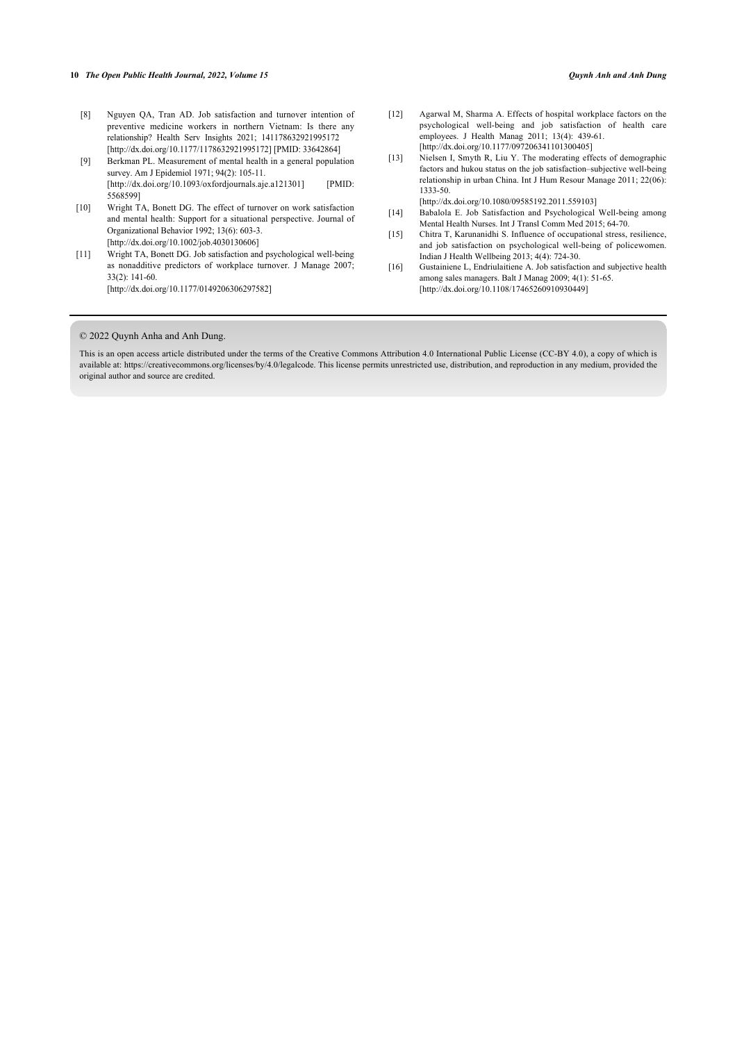[8] Nguyen QA, Tran AD. Job satisfaction and turnover intention of preventive medicine workers in northern Vietnam: Is there any relationship? Health Serv Insights 2021; 141178632921995172 [http://dx.doi.org/10.1177/1178632921995172] [PMID: 33642864]

[9] Berkman PL. Measurement of mental health in a general population survey. Am J Epidemiol 1971; 94(2): 105-11. [http://dx.doi.org/10.1093/oxfordjournals.aje.a121301] [PMID: 5568599]

[10] Wright TA, Bonett DG. The effect of turnover on work satisfaction and mental health: Support for a situational perspective. Journal of Organizational Behavior 1992; 13(6): 603-3. [http://dx.doi.org/10.1002/job.4030130606]

[11] Wright TA, Bonett DG. Job satisfaction and psychological well-being as nonadditive predictors of workplace turnover. J Manage 2007; 33(2): 141-60. [http://dx.doi.org/10.1177/0149206306297582]

[12] Agarwal M, Sharma A. Effects of hospital workplace factors on the psychological well-being and job satisfaction of health care employees. J Health Manag 2011; 13(4): 439-61. [http://dx.doi.org/10.1177/097206341101300405]

[13] Nielsen I, Smyth R, Liu Y. The moderating effects of demographic factors and hukou status on the job satisfaction–subjective well-being relationship in urban China. Int J Hum Resour Manage 2011; 22(06): 1333-50. [http://dx.doi.org/10.1080/09585192.2011.559103]

[14] Babalola E. Job Satisfaction and Psychological Well-being among Mental Health Nurses. Int J Transl Comm Med 2015; 64-70.

[15] Chitra T, Karunanidhi S. Influence of occupational stress, resilience, and job satisfaction on psychological well-being of policewomen. Indian J Health Wellbeing 2013; 4(4): 724-30.

[16] Gustainiene L, Endriulaitiene A. Job satisfaction and subjective health among sales managers. Balt J Manag 2009; 4(1): 51-65. [http://dx.doi.org/10.1108/17465260910930449]

© 2022 Quynh Anha and Anh Dung.

This is an open access article distributed under the terms of the Creative Commons Attribution 4.0 International Public License (CC-BY 4.0), a copy of which is available at: https://creativecommons.org/licenses/by/4.0/legalcode. This license permits unrestricted use, distribution, and reproduction in any medium, provided the original author and source are credited.